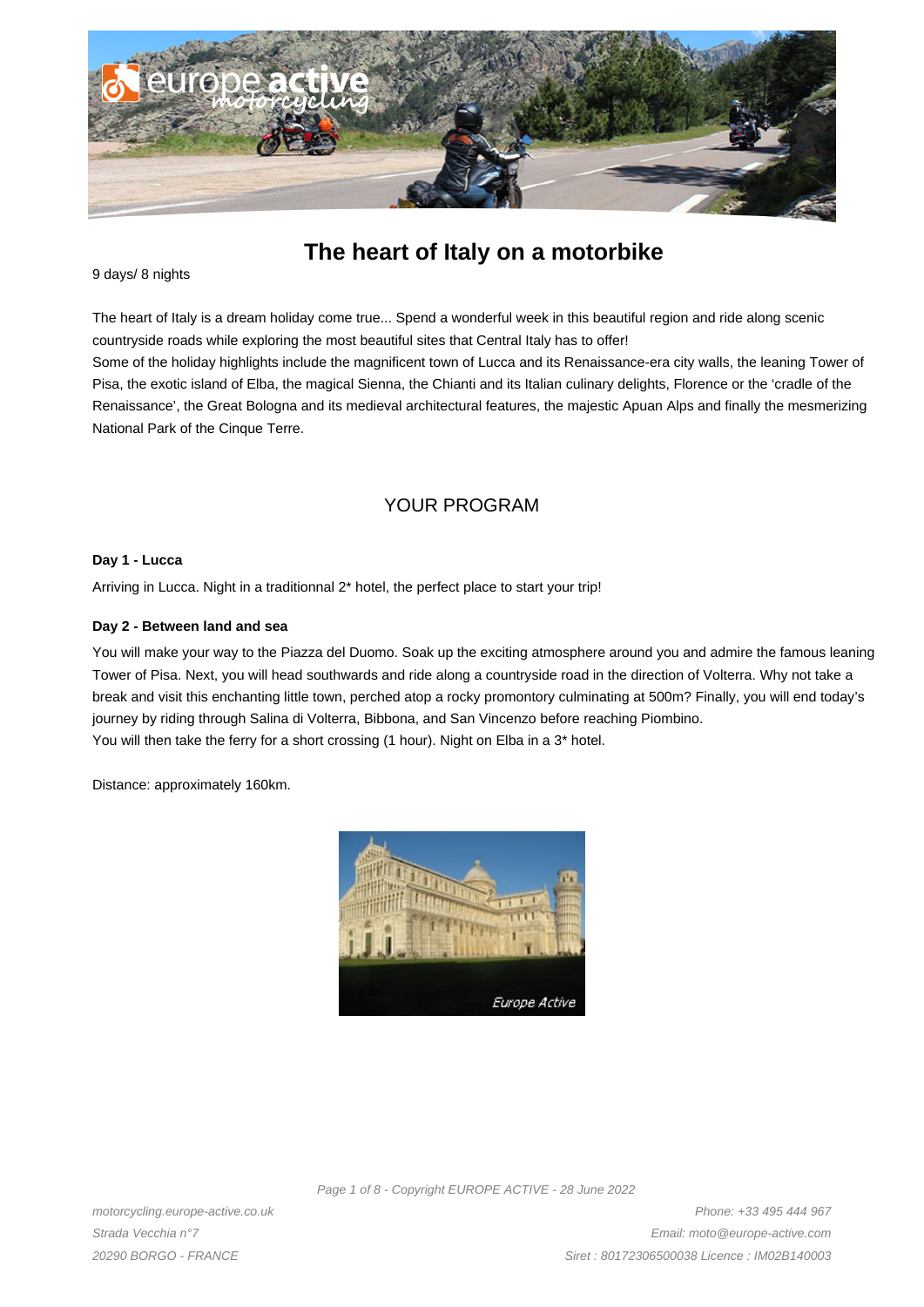# The heart of Italy on a motorbike

9 days/ 8 nights

The heart of Italy is a dream holiday come true... Spend a wonderful week in this beautiful region and ride along scenic countryside roads while exploring the most beautiful sites that Central Italy has to offer!
Some of the holiday highlights include the magnificent town of Lucca and its Renaissance-era city walls, the leaning Tower of Pisa, the exotic island of Elba, the magical Sienna, the Chianti and its Italian culinary delights, Florence or the 'cradle of the Renaissance', the Great Bologna and its medieval architectural features, the majestic Apuan Alps and finally the mesmerizing National Park of the Cinque Terre.

## YOUR PROGRAM

**Day 1 - Lucca**

Arriving in Lucca. Night in a traditionnal 2* hotel, the perfect place to start your trip!

**Day 2 - Between land and sea**

You will make your way to the Piazza del Duomo. Soak up the exciting atmosphere around you and admire the famous leaning Tower of Pisa. Next, you will head southwards and ride along a countryside road in the direction of Volterra. Why not take a break and visit this enchanting little town, perched atop a rocky promontory culminating at 500m? Finally, you will end today's journey by riding through Salina di Volterra, Bibbona, and San Vincenzo before reaching Piombino.
You will then take the ferry for a short crossing (1 hour). Night on Elba in a 3* hotel.

Distance: approximately 160km.

motorcycling.europe-active.co.uk
Strada Vecchia n°7
20290 BORGO - FRANCE

Phone: +33 495 444 967
Email: moto@europe-active.com
Siret : 80172306500038 Licence : IM02B140003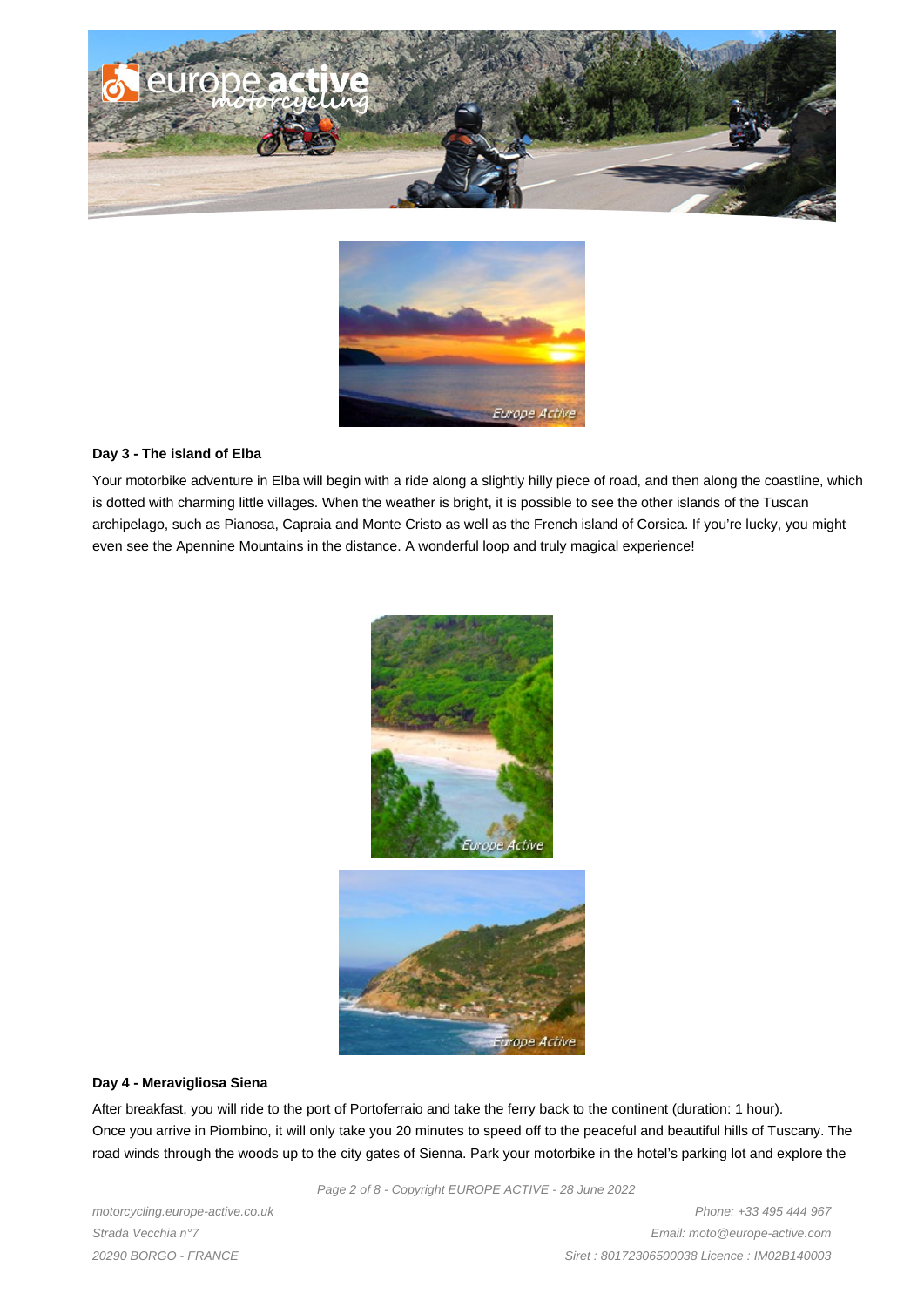### Day 3 - The island of Elba

Your motorbike adventure in Elba will begin with a ride along a slightly hilly piece of road, and then along the coastline, which is dotted with charming little villages. When the weather is bright, it is possible to see the other islands of the Tuscan archipelago, such as Pianosa, Capraia and Monte Cristo as well as the French island of Corsica. If you're lucky, you might even see the Apennine Mountains in the distance. A wonderful loop and truly magical experience!

### Day 4 - Meravigliosa Siena

After breakfast, you will ride to the port of Portoferraio and take the ferry back to the continent (duration: 1 hour). Once you arrive in Piombino, it will only take you 20 minutes to speed off to the peaceful and beautiful hills of Tuscany. The road winds through the woods up to the city gates of Sienna. Park your motorbike in the hotel's parking lot and explore the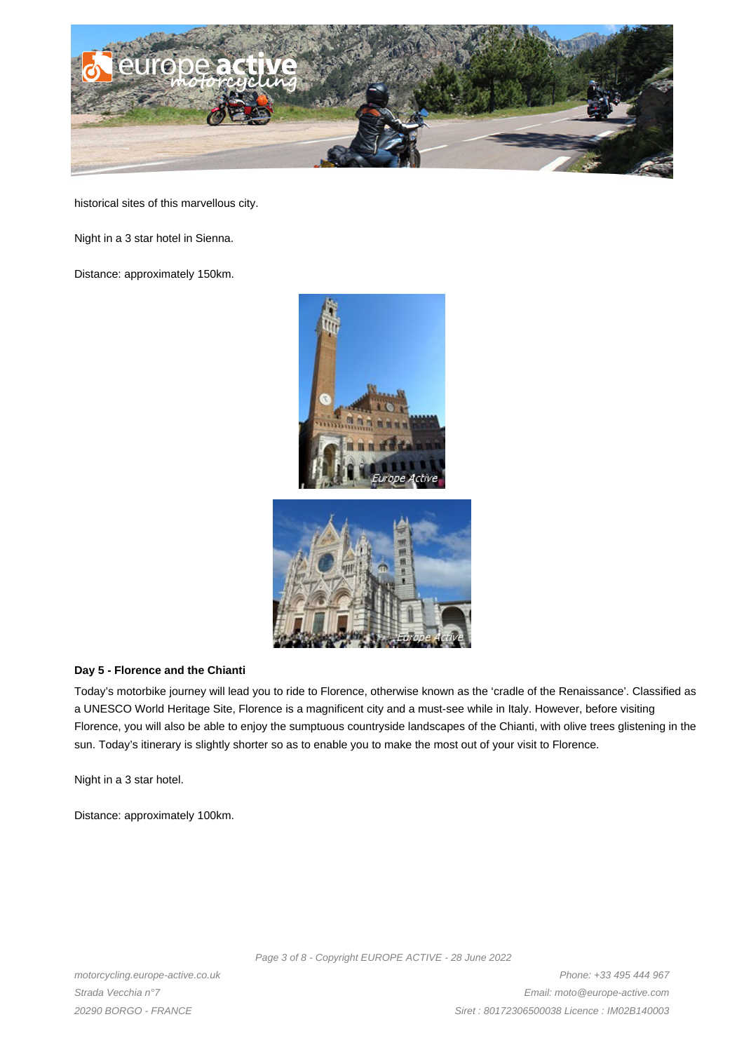historical sites of this marvellous city.

Night in a 3 star hotel in Sienna.

Distance: approximately 150km.

**Day 5 - Florence and the Chianti**

Today's motorbike journey will lead you to ride to Florence, otherwise known as the 'cradle of the Renaissance'. Classified as a UNESCO World Heritage Site, Florence is a magnificent city and a must-see while in Italy. However, before visiting Florence, you will also be able to enjoy the sumptuous countryside landscapes of the Chianti, with olive trees glistening in the sun. Today's itinerary is slightly shorter so as to enable you to make the most out of your visit to Florence.

Night in a 3 star hotel.

Distance: approximately 100km.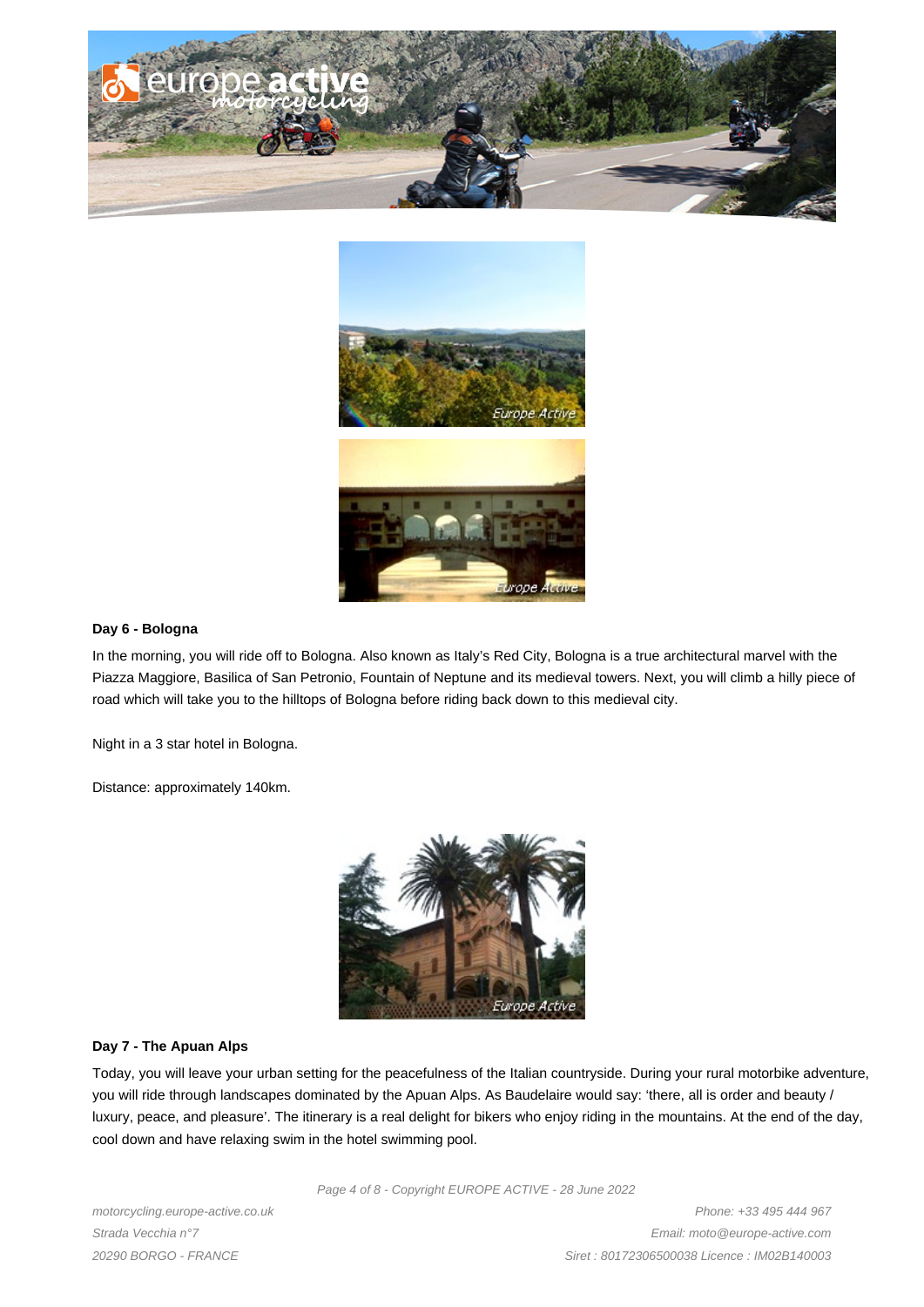**Day 6 - Bologna**

In the morning, you will ride off to Bologna. Also known as Italy's Red City, Bologna is a true architectural marvel with the Piazza Maggiore, Basilica of San Petronio, Fountain of Neptune and its medieval towers. Next, you will climb a hilly piece of road which will take you to the hilltops of Bologna before riding back down to this medieval city.

Night in a 3 star hotel in Bologna.

Distance: approximately 140km.

**Day 7 - The Apuan Alps**

Today, you will leave your urban setting for the peacefulness of the Italian countryside. During your rural motorbike adventure, you will ride through landscapes dominated by the Apuan Alps. As Baudelaire would say: 'there, all is order and beauty / luxury, peace, and pleasure'. The itinerary is a real delight for bikers who enjoy riding in the mountains. At the end of the day, cool down and have relaxing swim in the hotel swimming pool.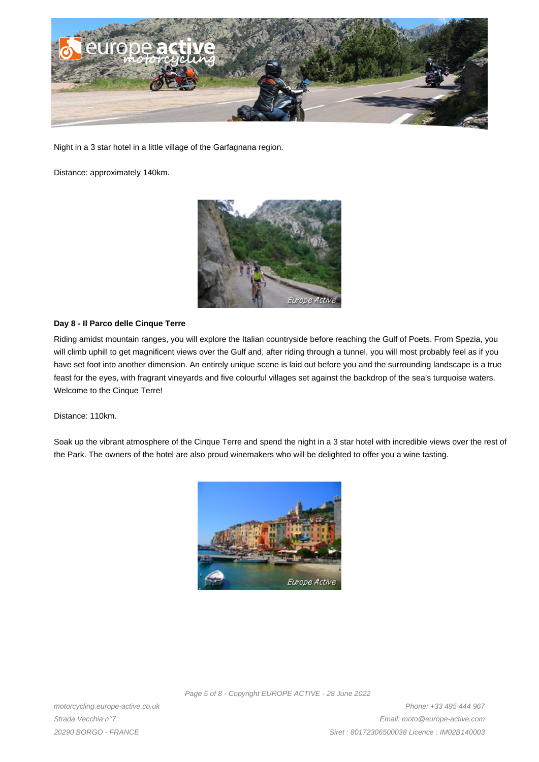Night in a 3 star hotel in a little village of the Garfagnana region.

Distance: approximately 140km.

**Day 8 - Il Parco delle Cinque Terre**

Riding amidst mountain ranges, you will explore the Italian countryside before reaching the Gulf of Poets. From Spezia, you will climb uphill to get magnificent views over the Gulf and, after riding through a tunnel, you will most probably feel as if you have set foot into another dimension. An entirely unique scene is laid out before you and the surrounding landscape is a true feast for the eyes, with fragrant vineyards and five colourful villages set against the backdrop of the sea's turquoise waters. Welcome to the Cinque Terre!

Distance: 110km.

Soak up the vibrant atmosphere of the Cinque Terre and spend the night in a 3 star hotel with incredible views over the rest of the Park. The owners of the hotel are also proud winemakers who will be delighted to offer you a wine tasting.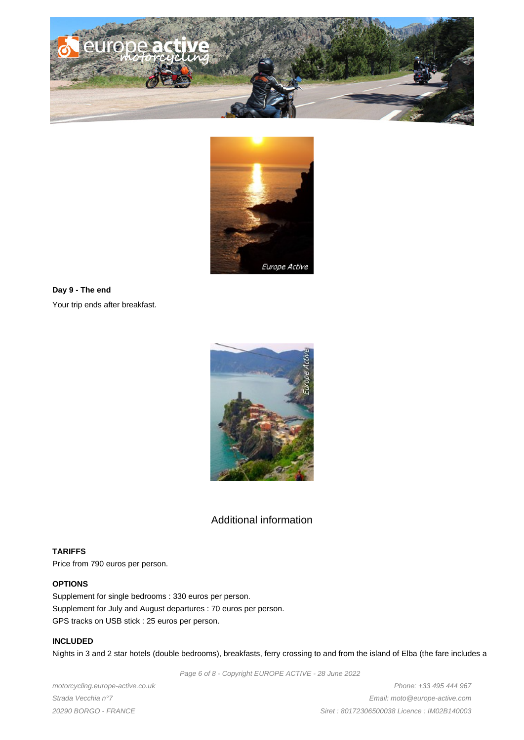**Day 9 - The end**

Your trip ends after breakfast.

## Additional information

**TARIFFS**

Price from 790 euros per person.

**OPTIONS**

Supplement for single bedrooms : 330 euros per person.
Supplement for July and August departures : 70 euros per person.
GPS tracks on USB stick : 25 euros per person.

**INCLUDED**

Nights in 3 and 2 star hotels (double bedrooms), breakfasts, ferry crossing to and from the island of Elba (the fare includes a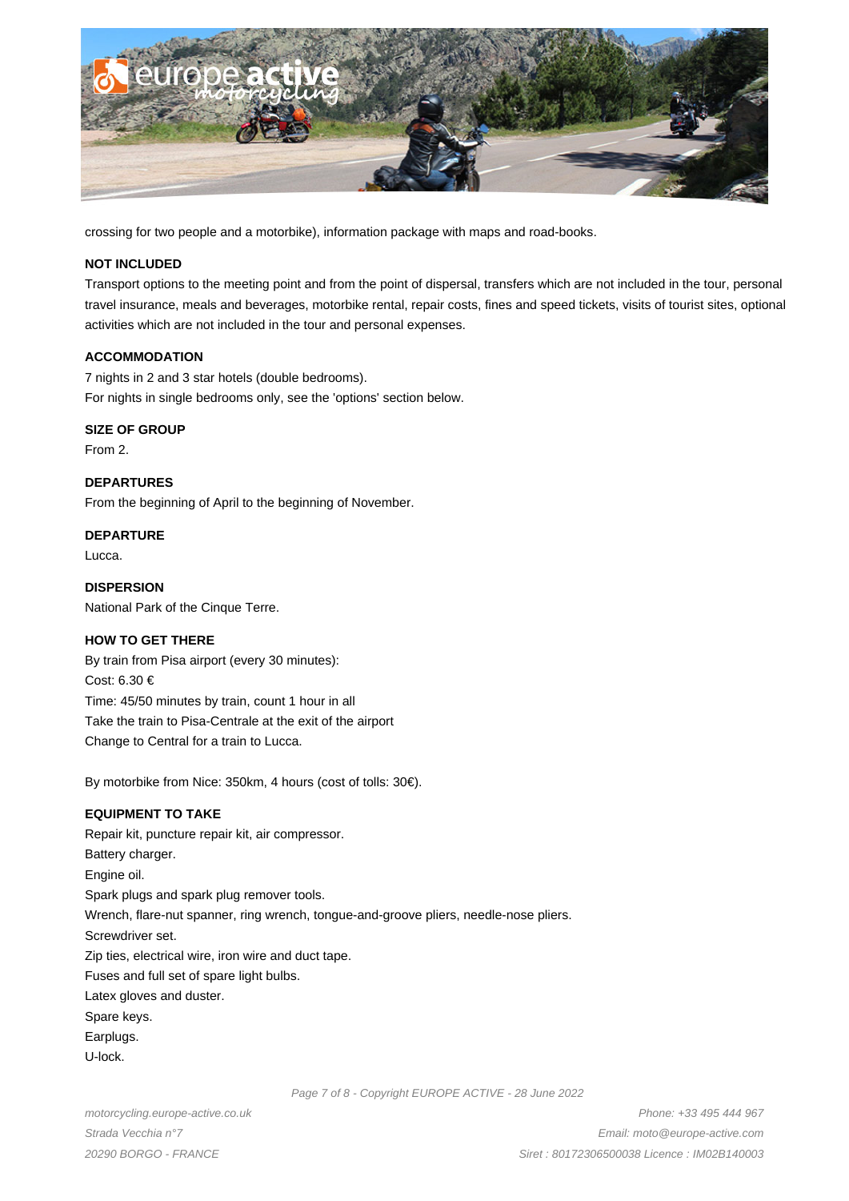crossing for two people and a motorbike), information package with maps and road-books.

**NOT INCLUDED**

Transport options to the meeting point and from the point of dispersal, transfers which are not included in the tour, personal travel insurance, meals and beverages, motorbike rental, repair costs, fines and speed tickets, visits of tourist sites, optional activities which are not included in the tour and personal expenses.

**ACCOMMODATION**

7 nights in 2 and 3 star hotels (double bedrooms).
For nights in single bedrooms only, see the 'options' section below.

**SIZE OF GROUP**

From 2.

**DEPARTURES**

From the beginning of April to the beginning of November.

**DEPARTURE**

Lucca.

**DISPERSION**

National Park of the Cinque Terre.

**HOW TO GET THERE**

By train from Pisa airport (every 30 minutes):
Cost: 6.30 €
Time: 45/50 minutes by train, count 1 hour in all
Take the train to Pisa-Centrale at the exit of the airport
Change to Central for a train to Lucca.

By motorbike from Nice: 350km, 4 hours (cost of tolls: 30€).

**EQUIPMENT TO TAKE**

Repair kit, puncture repair kit, air compressor.
Battery charger.
Engine oil.
Spark plugs and spark plug remover tools.
Wrench, flare-nut spanner, ring wrench, tongue-and-groove pliers, needle-nose pliers.
Screwdriver set.
Zip ties, electrical wire, iron wire and duct tape.
Fuses and full set of spare light bulbs.
Latex gloves and duster.
Spare keys.
Earplugs.
U-lock.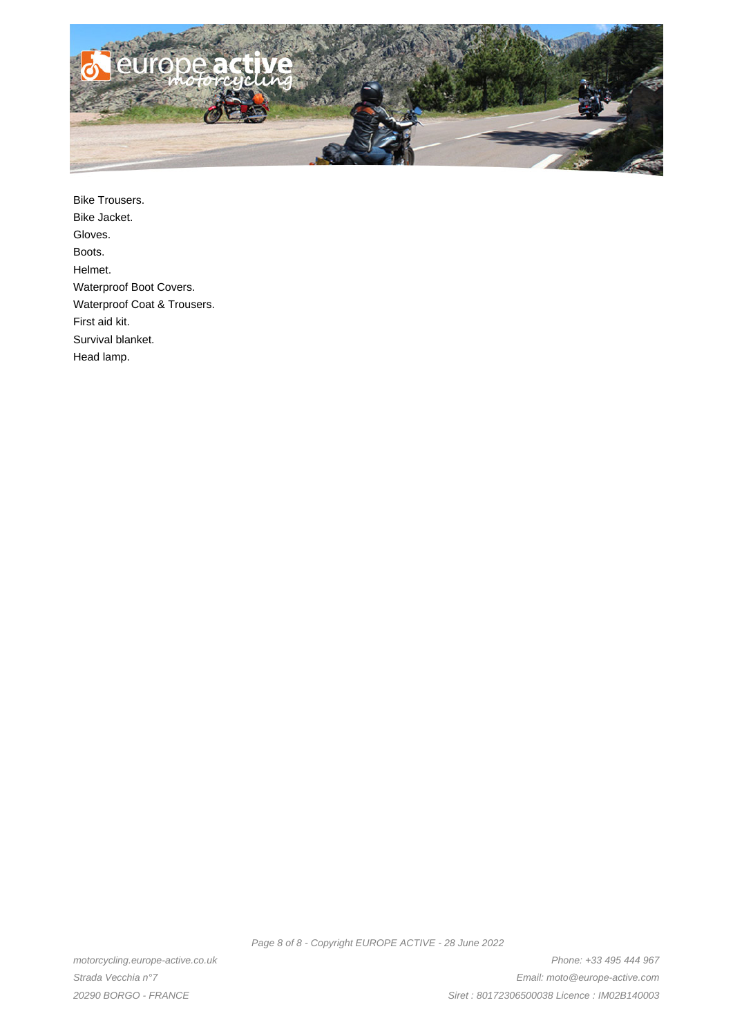Bike Trousers.
Bike Jacket.
Gloves.
Boots.
Helmet.
Waterproof Boot Covers.
Waterproof Coat & Trousers.
First aid kit.
Survival blanket.
Head lamp.